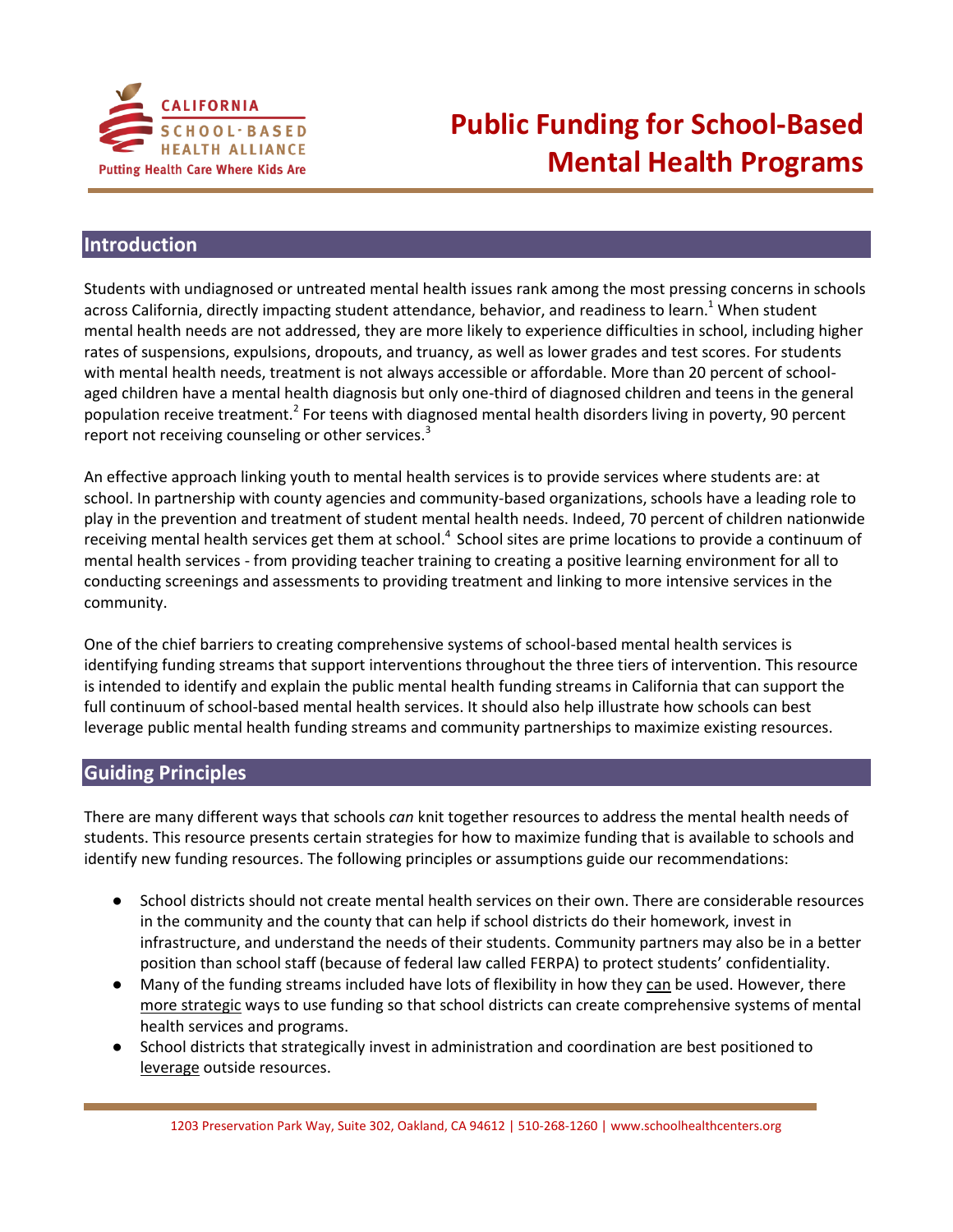# Public Funding for School-Based Mental Health Programs

## Introduction

Students with undiagnosed or untreated mental health issues rank among the most pressing concerns in schools across California, directly impacting student attendance, behavior, and readiness to learn.[1] When student mental health needs are not addressed, they are more likely to experience difficulties in school, including higher rates of suspensions, expulsions, dropouts, and truancy, as well as lower grades and test scores. For students with mental health needs, treatment is not always accessible or affordable. More than 20 percent of school-aged children have a mental health diagnosis but only one-third of diagnosed children and teens in the general population receive treatment.[2] For teens with diagnosed mental health disorders living in poverty, 90 percent report not receiving counseling or other services.[3]

An effective approach linking youth to mental health services is to provide services where students are: at school. In partnership with county agencies and community-based organizations, schools have a leading role to play in the prevention and treatment of student mental health needs. Indeed, 70 percent of children nationwide receiving mental health services get them at school.[4] School sites are prime locations to provide a continuum of mental health services - from providing teacher training to creating a positive learning environment for all to conducting screenings and assessments to providing treatment and linking to more intensive services in the community.

One of the chief barriers to creating comprehensive systems of school-based mental health services is identifying funding streams that support interventions throughout the three tiers of intervention. This resource is intended to identify and explain the public mental health funding streams in California that can support the full continuum of school-based mental health services. It should also help illustrate how schools can best leverage public mental health funding streams and community partnerships to maximize existing resources.

## Guiding Principles

There are many different ways that schools *can* knit together resources to address the mental health needs of students. This resource presents certain strategies for how to maximize funding that is available to schools and identify new funding resources. The following principles or assumptions guide our recommendations:

- School districts should not create mental health services on their own. There are considerable resources in the community and the county that can help if school districts do their homework, invest in infrastructure, and understand the needs of their students. Community partners may also be in a better position than school staff (because of federal law called FERPA) to protect students' confidentiality.
- Many of the funding streams included have lots of flexibility in how they can be used. However, there more strategic ways to use funding so that school districts can create comprehensive systems of mental health services and programs.
- School districts that strategically invest in administration and coordination are best positioned to leverage outside resources.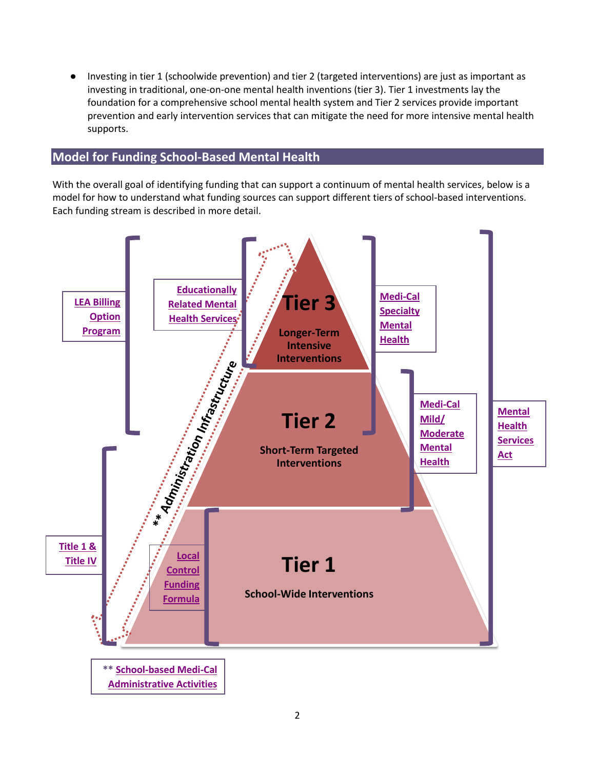- Investing in tier 1 (schoolwide prevention) and tier 2 (targeted interventions) are just as important as investing in traditional, one-on-one mental health inventions (tier 3). Tier 1 investments lay the foundation for a comprehensive school mental health system and Tier 2 services provide important prevention and early intervention services that can mitigate the need for more intensive mental health supports.

## Model for Funding School-Based Mental Health

With the overall goal of identifying funding that can support a continuum of mental health services, below is a model for how to understand what funding sources can support different tiers of school-based interventions. Each funding stream is described in more detail.

**Tier 3**
Longer-Term Intensive Interventions

**Tier 2**
Short-Term Targeted Interventions

**Tier 1**
School-Wide Interventions

** Administration Infrastructure

LEA Billing Option Program

Educationally Related Mental Health Services

Medi-Cal Specialty Mental Health

Medi-Cal Mild/ Moderate Mental Health

Mental Health Services Act

Title 1 & Title IV

Local Control Funding Formula

** School-based Medi-Cal Administrative Activities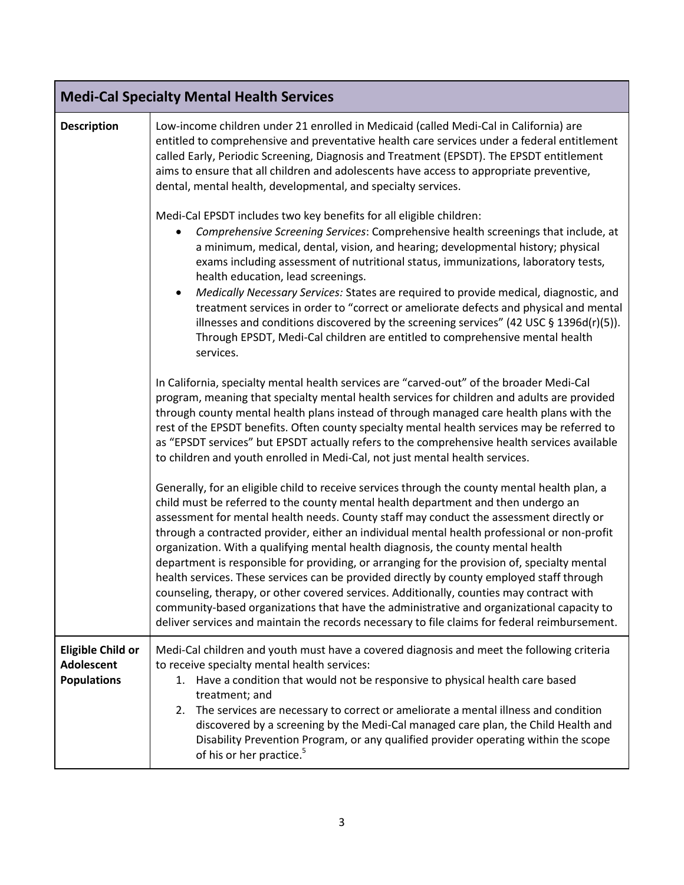## Medi-Cal Specialty Mental Health Services

**Description**

Low-income children under 21 enrolled in Medicaid (called Medi-Cal in California) are entitled to comprehensive and preventative health care services under a federal entitlement called Early, Periodic Screening, Diagnosis and Treatment (EPSDT). The EPSDT entitlement aims to ensure that all children and adolescents have access to appropriate preventive, dental, mental health, developmental, and specialty services.

Medi-Cal EPSDT includes two key benefits for all eligible children:

- *Comprehensive Screening Services*: Comprehensive health screenings that include, at a minimum, medical, dental, vision, and hearing; developmental history; physical exams including assessment of nutritional status, immunizations, laboratory tests, health education, lead screenings.
- *Medically Necessary Services:* States are required to provide medical, diagnostic, and treatment services in order to "correct or ameliorate defects and physical and mental illnesses and conditions discovered by the screening services" (42 USC § 1396d(r)(5)). Through EPSDT, Medi-Cal children are entitled to comprehensive mental health services.

In California, specialty mental health services are "carved-out" of the broader Medi-Cal program, meaning that specialty mental health services for children and adults are provided through county mental health plans instead of through managed care health plans with the rest of the EPSDT benefits. Often county specialty mental health services may be referred to as "EPSDT services" but EPSDT actually refers to the comprehensive health services available to children and youth enrolled in Medi-Cal, not just mental health services.

Generally, for an eligible child to receive services through the county mental health plan, a child must be referred to the county mental health department and then undergo an assessment for mental health needs. County staff may conduct the assessment directly or through a contracted provider, either an individual mental health professional or non-profit organization. With a qualifying mental health diagnosis, the county mental health department is responsible for providing, or arranging for the provision of, specialty mental health services. These services can be provided directly by county employed staff through counseling, therapy, or other covered services. Additionally, counties may contract with community-based organizations that have the administrative and organizational capacity to deliver services and maintain the records necessary to file claims for federal reimbursement.

**Eligible Child or Adolescent Populations**

Medi-Cal children and youth must have a covered diagnosis and meet the following criteria to receive specialty mental health services:

1. Have a condition that would not be responsive to physical health care based treatment; and
2. The services are necessary to correct or ameliorate a mental illness and condition discovered by a screening by the Medi-Cal managed care plan, the Child Health and Disability Prevention Program, or any qualified provider operating within the scope of his or her practice.[5]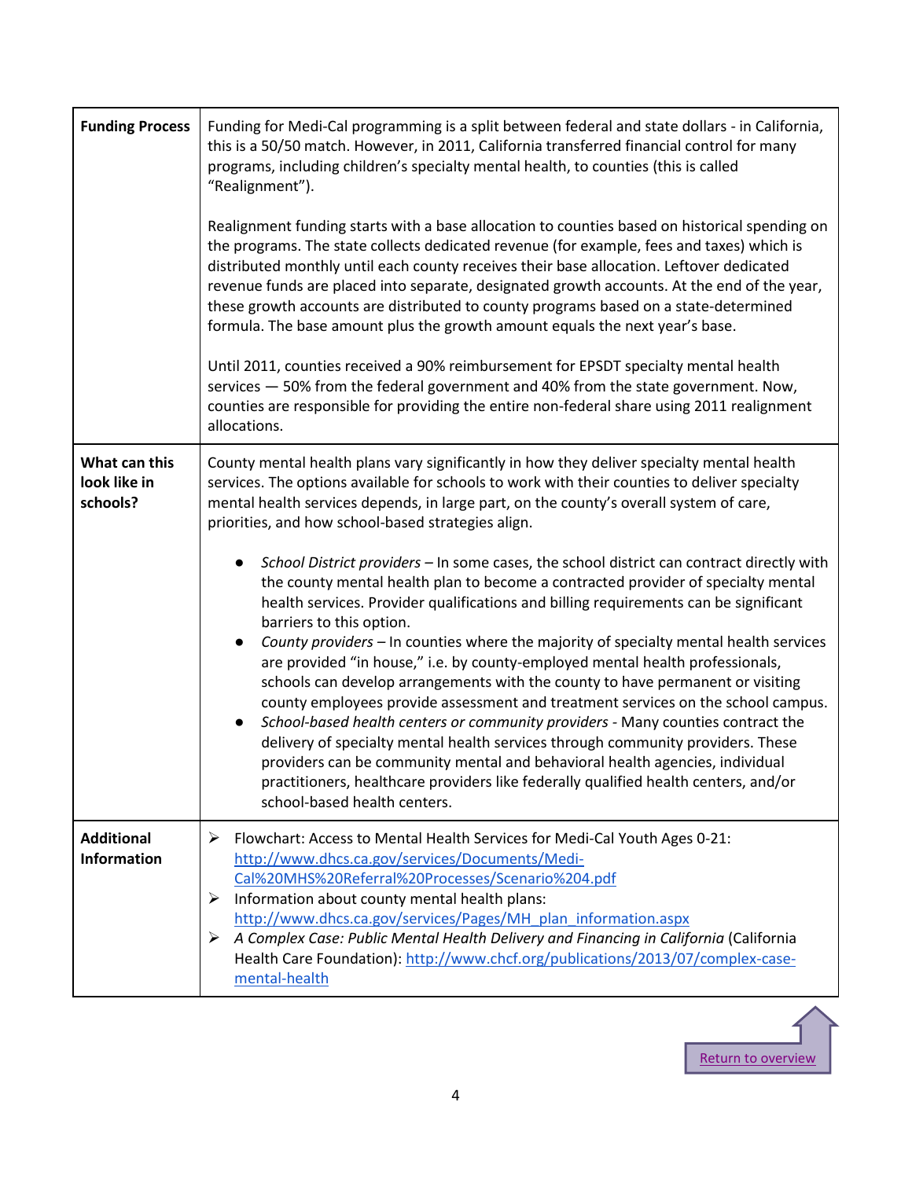| | |
|---|---|
| **Funding Process** | Funding for Medi-Cal programming is a split between federal and state dollars - in California, this is a 50/50 match. However, in 2011, California transferred financial control for many programs, including children's specialty mental health, to counties (this is called "Realignment").<br><br>Realignment funding starts with a base allocation to counties based on historical spending on the programs. The state collects dedicated revenue (for example, fees and taxes) which is distributed monthly until each county receives their base allocation. Leftover dedicated revenue funds are placed into separate, designated growth accounts. At the end of the year, these growth accounts are distributed to county programs based on a state-determined formula. The base amount plus the growth amount equals the next year's base.<br><br>Until 2011, counties received a 90% reimbursement for EPSDT specialty mental health services — 50% from the federal government and 40% from the state government. Now, counties are responsible for providing the entire non-federal share using 2011 realignment allocations. |
| **What can this look like in schools?** | County mental health plans vary significantly in how they deliver specialty mental health services. The options available for schools to work with their counties to deliver specialty mental health services depends, in large part, on the county's overall system of care, priorities, and how school-based strategies align.<br><br>● *School District providers* – In some cases, the school district can contract directly with the county mental health plan to become a contracted provider of specialty mental health services. Provider qualifications and billing requirements can be significant barriers to this option.<br>● *County providers* – In counties where the majority of specialty mental health services are provided "in house," i.e. by county-employed mental health professionals, schools can develop arrangements with the county to have permanent or visiting county employees provide assessment and treatment services on the school campus.<br>● *School-based health centers or community providers* - Many counties contract the delivery of specialty mental health services through community providers. These providers can be community mental and behavioral health agencies, individual practitioners, healthcare providers like federally qualified health centers, and/or school-based health centers. |
| **Additional Information** | ➢ Flowchart: Access to Mental Health Services for Medi-Cal Youth Ages 0-21: http://www.dhcs.ca.gov/services/Documents/Medi-Cal%20MHS%20Referral%20Processes/Scenario%204.pdf<br>➢ Information about county mental health plans: http://www.dhcs.ca.gov/services/Pages/MH_plan_information.aspx<br>➢ *A Complex Case: Public Mental Health Delivery and Financing in California* (California Health Care Foundation): http://www.chcf.org/publications/2013/07/complex-case-mental-health |

Return to overview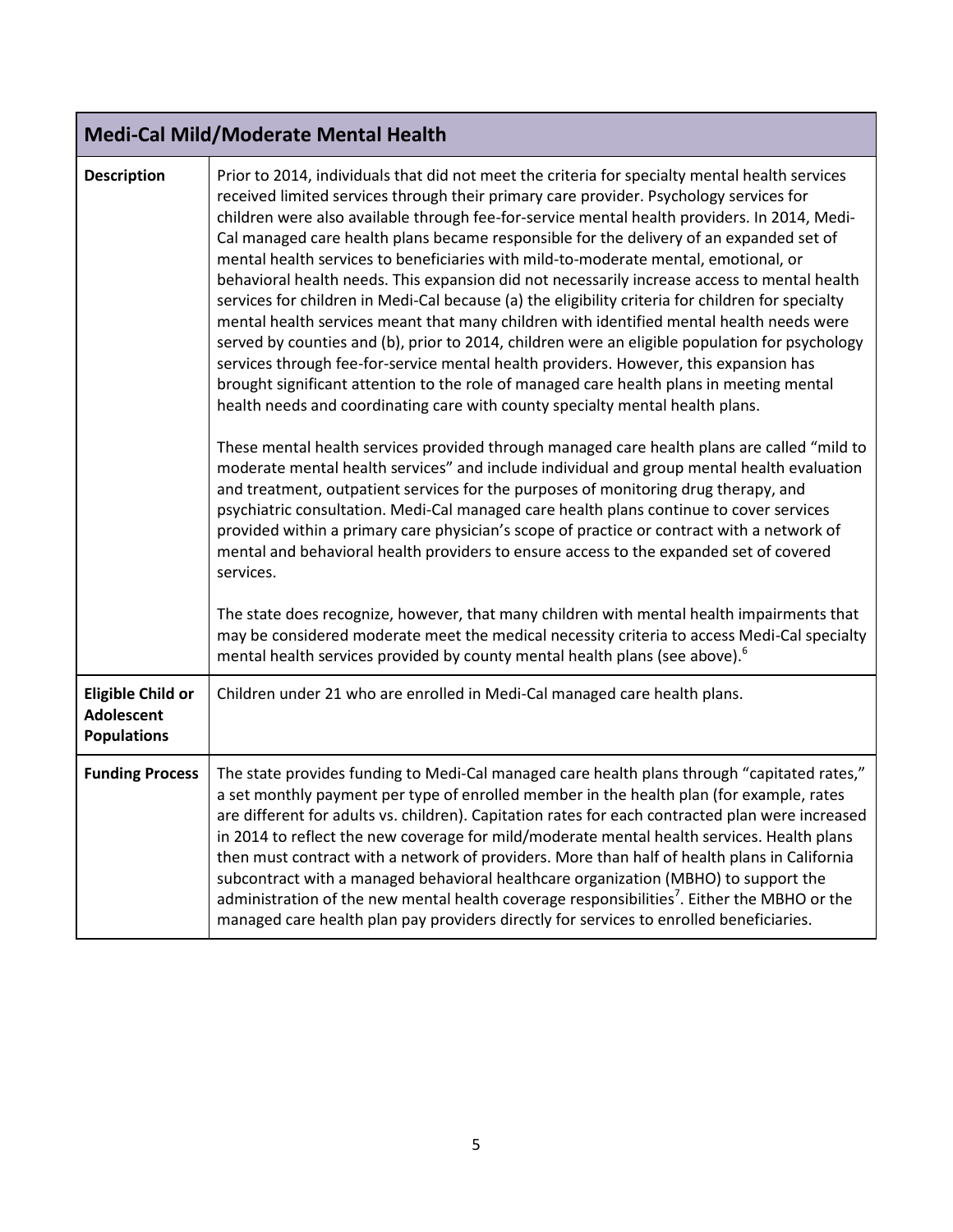| Medi-Cal Mild/Moderate Mental Health | |
|---|---|
| **Description** | Prior to 2014, individuals that did not meet the criteria for specialty mental health services received limited services through their primary care provider. Psychology services for children were also available through fee-for-service mental health providers. In 2014, Medi-Cal managed care health plans became responsible for the delivery of an expanded set of mental health services to beneficiaries with mild-to-moderate mental, emotional, or behavioral health needs. This expansion did not necessarily increase access to mental health services for children in Medi-Cal because (a) the eligibility criteria for children for specialty mental health services meant that many children with identified mental health needs were served by counties and (b), prior to 2014, children were an eligible population for psychology services through fee-for-service mental health providers. However, this expansion has brought significant attention to the role of managed care health plans in meeting mental health needs and coordinating care with county specialty mental health plans.<br><br>These mental health services provided through managed care health plans are called "mild to moderate mental health services" and include individual and group mental health evaluation and treatment, outpatient services for the purposes of monitoring drug therapy, and psychiatric consultation. Medi-Cal managed care health plans continue to cover services provided within a primary care physician's scope of practice or contract with a network of mental and behavioral health providers to ensure access to the expanded set of covered services.<br><br>The state does recognize, however, that many children with mental health impairments that may be considered moderate meet the medical necessity criteria to access Medi-Cal specialty mental health services provided by county mental health plans (see above).[6] |
| **Eligible Child or Adolescent Populations** | Children under 21 who are enrolled in Medi-Cal managed care health plans. |
| **Funding Process** | The state provides funding to Medi-Cal managed care health plans through "capitated rates," a set monthly payment per type of enrolled member in the health plan (for example, rates are different for adults vs. children). Capitation rates for each contracted plan were increased in 2014 to reflect the new coverage for mild/moderate mental health services. Health plans then must contract with a network of providers. More than half of health plans in California subcontract with a managed behavioral healthcare organization (MBHO) to support the administration of the new mental health coverage responsibilities[7]. Either the MBHO or the managed care health plan pay providers directly for services to enrolled beneficiaries. |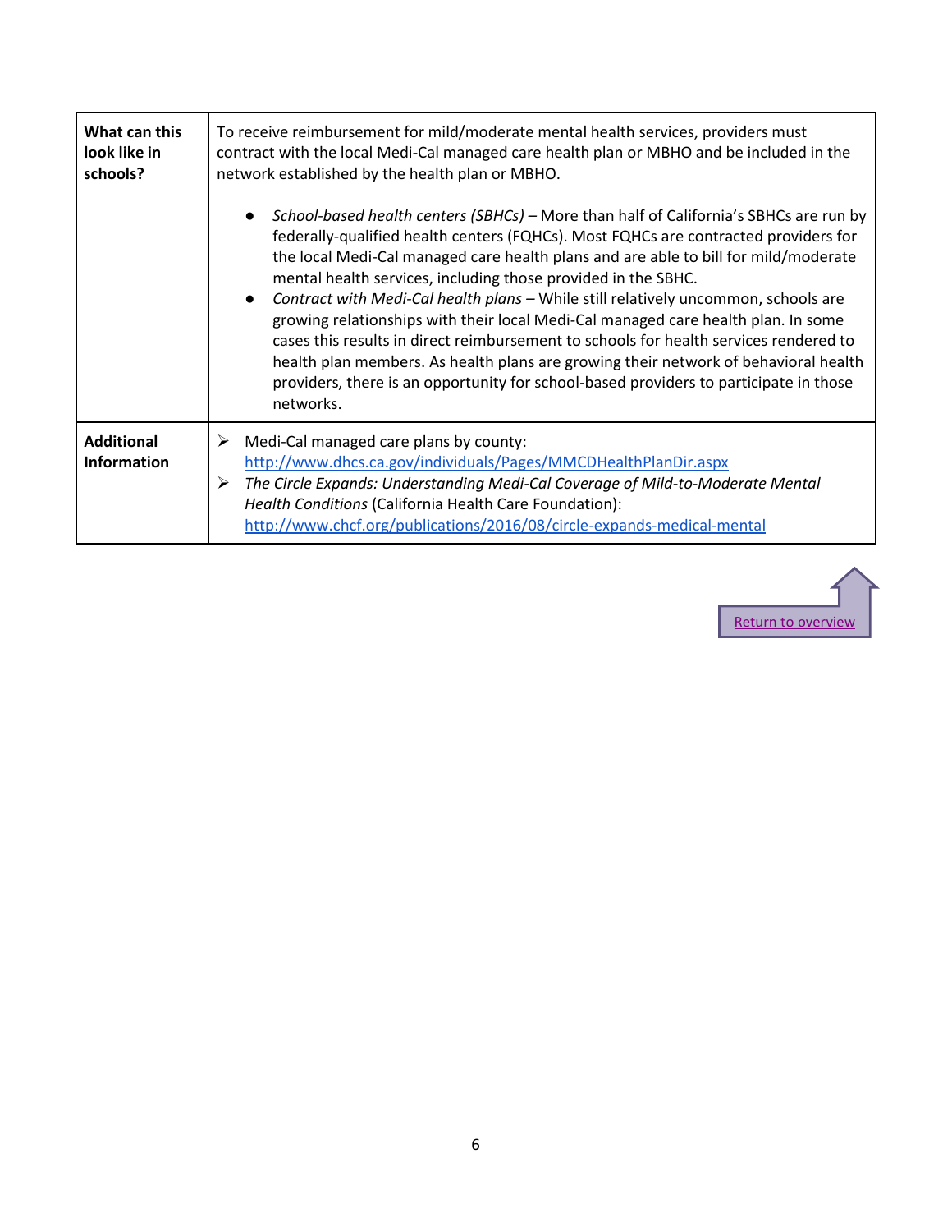| What can this look like in schools? | To receive reimbursement for mild/moderate mental health services, providers must contract with the local Medi-Cal managed care health plan or MBHO and be included in the network established by the health plan or MBHO.<br><br>● *School-based health centers (SBHCs)* – More than half of California's SBHCs are run by federally-qualified health centers (FQHCs). Most FQHCs are contracted providers for the local Medi-Cal managed care health plans and are able to bill for mild/moderate mental health services, including those provided in the SBHC.<br>● *Contract with Medi-Cal health plans* – While still relatively uncommon, schools are growing relationships with their local Medi-Cal managed care health plan. In some cases this results in direct reimbursement to schools for health services rendered to health plan members. As health plans are growing their network of behavioral health providers, there is an opportunity for school-based providers to participate in those networks. |
|---|---|
| **Additional Information** | ➢ Medi-Cal managed care plans by county: http://www.dhcs.ca.gov/individuals/Pages/MMCDHealthPlanDir.aspx<br>➢ *The Circle Expands: Understanding Medi-Cal Coverage of Mild-to-Moderate Mental Health Conditions* (California Health Care Foundation): http://www.chcf.org/publications/2016/08/circle-expands-medical-mental |

Return to overview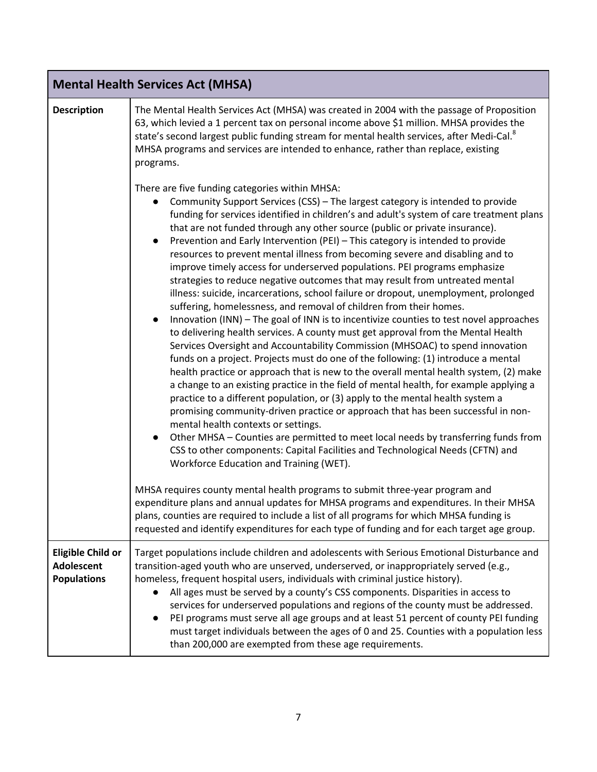| Mental Health Services Act (MHSA) | |
|---|---|
| **Description** | The Mental Health Services Act (MHSA) was created in 2004 with the passage of Proposition 63, which levied a 1 percent tax on personal income above $1 million. MHSA provides the state's second largest public funding stream for mental health services, after Medi-Cal.[8] MHSA programs and services are intended to enhance, rather than replace, existing programs.<br><br>There are five funding categories within MHSA:<br>● Community Support Services (CSS) – The largest category is intended to provide funding for services identified in children's and adult's system of care treatment plans that are not funded through any other source (public or private insurance).<br>● Prevention and Early Intervention (PEI) – This category is intended to provide resources to prevent mental illness from becoming severe and disabling and to improve timely access for underserved populations. PEI programs emphasize strategies to reduce negative outcomes that may result from untreated mental illness: suicide, incarcerations, school failure or dropout, unemployment, prolonged suffering, homelessness, and removal of children from their homes.<br>● Innovation (INN) – The goal of INN is to incentivize counties to test novel approaches to delivering health services. A county must get approval from the Mental Health Services Oversight and Accountability Commission (MHSOAC) to spend innovation funds on a project. Projects must do one of the following: (1) introduce a mental health practice or approach that is new to the overall mental health system, (2) make a change to an existing practice in the field of mental health, for example applying a practice to a different population, or (3) apply to the mental health system a promising community-driven practice or approach that has been successful in non-mental health contexts or settings.<br>● Other MHSA – Counties are permitted to meet local needs by transferring funds from CSS to other components: Capital Facilities and Technological Needs (CFTN) and Workforce Education and Training (WET).<br><br>MHSA requires county mental health programs to submit three-year program and expenditure plans and annual updates for MHSA programs and expenditures. In their MHSA plans, counties are required to include a list of all programs for which MHSA funding is requested and identify expenditures for each type of funding and for each target age group. |
| **Eligible Child or Adolescent Populations** | Target populations include children and adolescents with Serious Emotional Disturbance and transition-aged youth who are unserved, underserved, or inappropriately served (e.g., homeless, frequent hospital users, individuals with criminal justice history).<br>● All ages must be served by a county's CSS components. Disparities in access to services for underserved populations and regions of the county must be addressed.<br>● PEI programs must serve all age groups and at least 51 percent of county PEI funding must target individuals between the ages of 0 and 25. Counties with a population less than 200,000 are exempted from these age requirements. |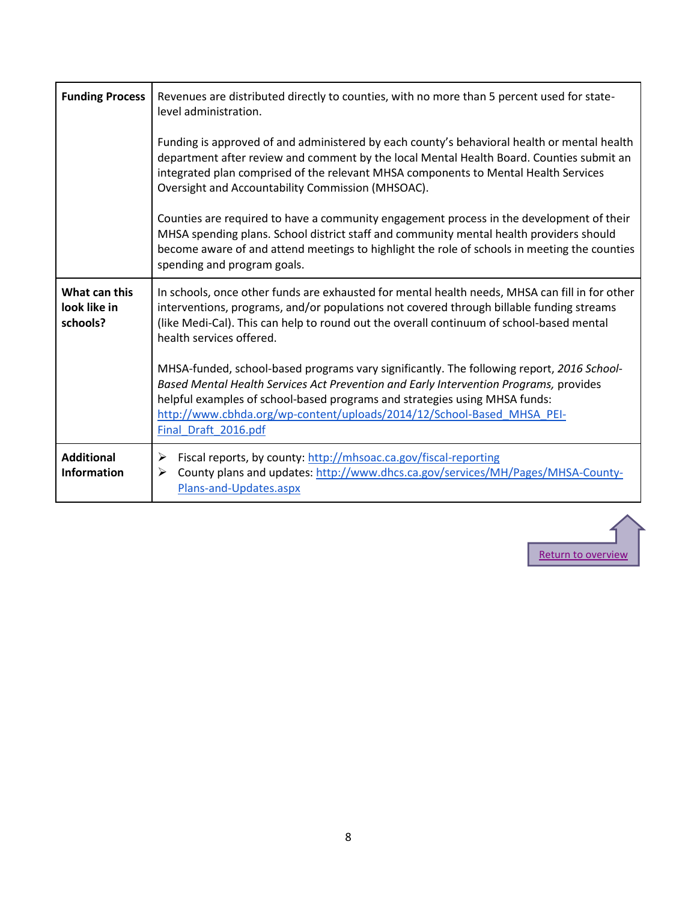| | |
|---|---|
| **Funding Process** | Revenues are distributed directly to counties, with no more than 5 percent used for state-level administration.<br><br>Funding is approved of and administered by each county's behavioral health or mental health department after review and comment by the local Mental Health Board. Counties submit an integrated plan comprised of the relevant MHSA components to Mental Health Services Oversight and Accountability Commission (MHSOAC).<br><br>Counties are required to have a community engagement process in the development of their MHSA spending plans. School district staff and community mental health providers should become aware of and attend meetings to highlight the role of schools in meeting the counties spending and program goals. |
| **What can this look like in schools?** | In schools, once other funds are exhausted for mental health needs, MHSA can fill in for other interventions, programs, and/or populations not covered through billable funding streams (like Medi-Cal). This can help to round out the overall continuum of school-based mental health services offered.<br><br>MHSA-funded, school-based programs vary significantly. The following report, *2016 School-Based Mental Health Services Act Prevention and Early Intervention Programs,* provides helpful examples of school-based programs and strategies using MHSA funds: http://www.cbhda.org/wp-content/uploads/2014/12/School-Based_MHSA_PEI-Final_Draft_2016.pdf |
| **Additional Information** | ➢ Fiscal reports, by county: http://mhsoac.ca.gov/fiscal-reporting<br>➢ County plans and updates: http://www.dhcs.ca.gov/services/MH/Pages/MHSA-County-Plans-and-Updates.aspx |

Return to overview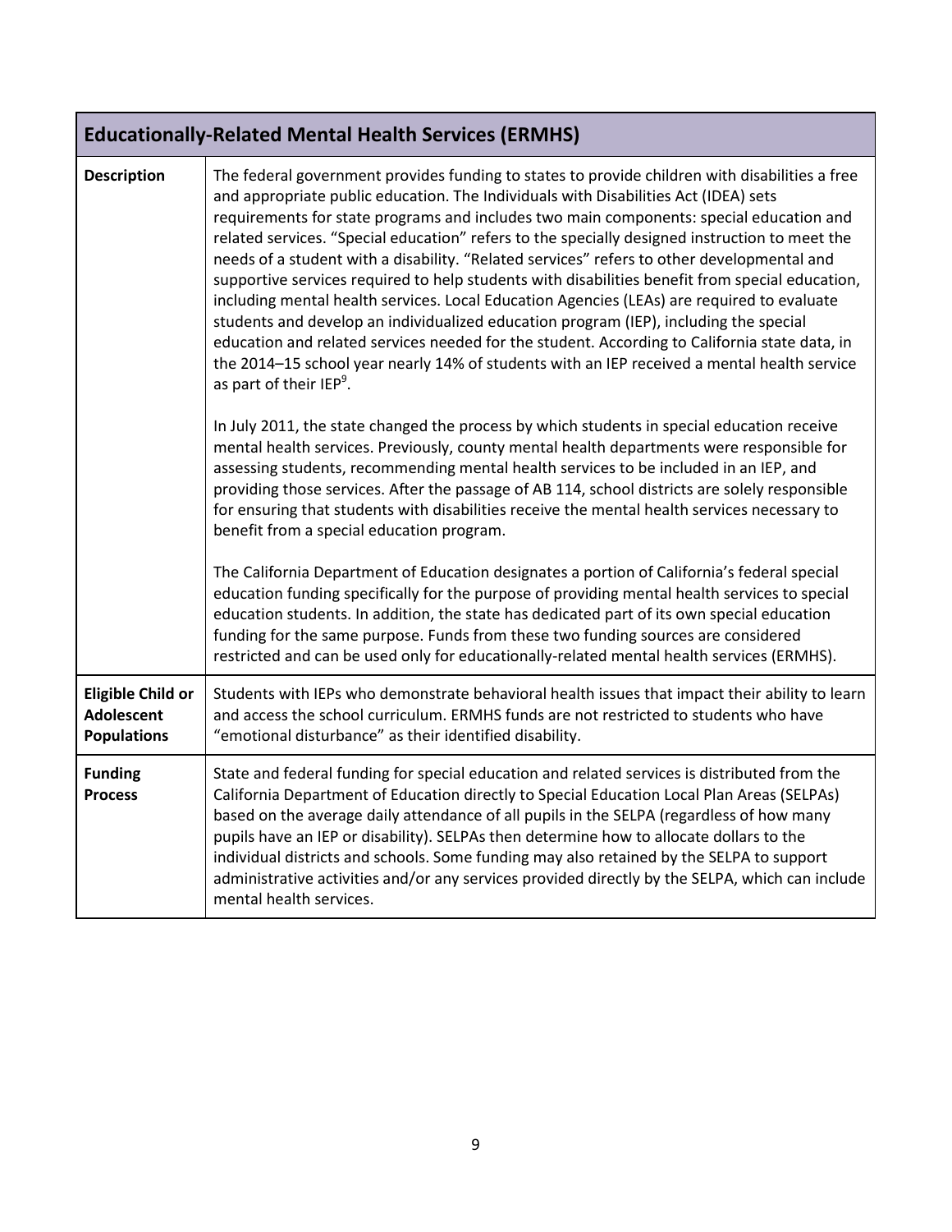| Educationally-Related Mental Health Services (ERMHS) | |
|---|---|
| **Description** | The federal government provides funding to states to provide children with disabilities a free and appropriate public education. The Individuals with Disabilities Act (IDEA) sets requirements for state programs and includes two main components: special education and related services. “Special education” refers to the specially designed instruction to meet the needs of a student with a disability. “Related services” refers to other developmental and supportive services required to help students with disabilities benefit from special education, including mental health services. Local Education Agencies (LEAs) are required to evaluate students and develop an individualized education program (IEP), including the special education and related services needed for the student. According to California state data, in the 2014–15 school year nearly 14% of students with an IEP received a mental health service as part of their IEP[9].<br><br>In July 2011, the state changed the process by which students in special education receive mental health services. Previously, county mental health departments were responsible for assessing students, recommending mental health services to be included in an IEP, and providing those services. After the passage of AB 114, school districts are solely responsible for ensuring that students with disabilities receive the mental health services necessary to benefit from a special education program.<br><br>The California Department of Education designates a portion of California’s federal special education funding specifically for the purpose of providing mental health services to special education students. In addition, the state has dedicated part of its own special education funding for the same purpose. Funds from these two funding sources are considered restricted and can be used only for educationally-related mental health services (ERMHS). |
| **Eligible Child or Adolescent Populations** | Students with IEPs who demonstrate behavioral health issues that impact their ability to learn and access the school curriculum. ERMHS funds are not restricted to students who have “emotional disturbance” as their identified disability. |
| **Funding Process** | State and federal funding for special education and related services is distributed from the California Department of Education directly to Special Education Local Plan Areas (SELPAs) based on the average daily attendance of all pupils in the SELPA (regardless of how many pupils have an IEP or disability). SELPAs then determine how to allocate dollars to the individual districts and schools. Some funding may also retained by the SELPA to support administrative activities and/or any services provided directly by the SELPA, which can include mental health services. |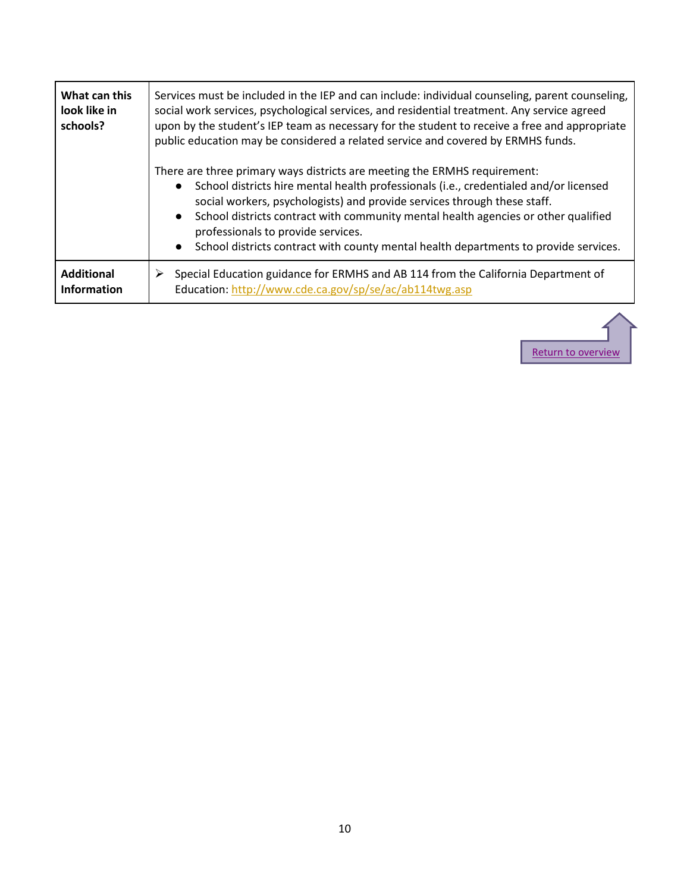| | |
|---|---|
| **What can this look like in schools?** | Services must be included in the IEP and can include: individual counseling, parent counseling, social work services, psychological services, and residential treatment. Any service agreed upon by the student's IEP team as necessary for the student to receive a free and appropriate public education may be considered a related service and covered by ERMHS funds.<br><br>There are three primary ways districts are meeting the ERMHS requirement:<br>● School districts hire mental health professionals (i.e., credentialed and/or licensed social workers, psychologists) and provide services through these staff.<br>● School districts contract with community mental health agencies or other qualified professionals to provide services.<br>● School districts contract with county mental health departments to provide services. |
| **Additional Information** | ➢ Special Education guidance for ERMHS and AB 114 from the California Department of Education: [http://www.cde.ca.gov/sp/se/ac/ab114twg.asp](http://www.cde.ca.gov/sp/se/ac/ab114twg.asp) |

Return to overview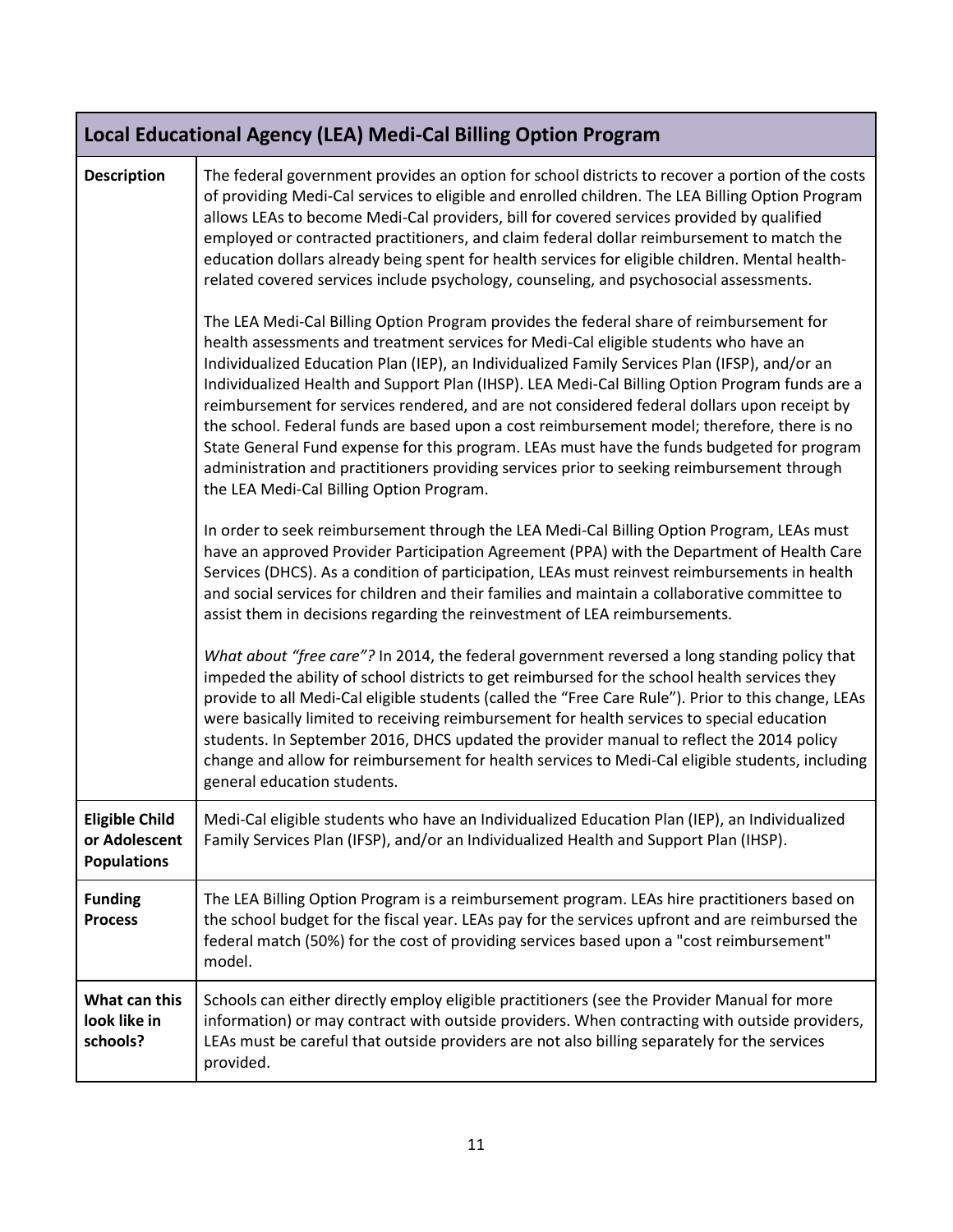| Local Educational Agency (LEA) Medi-Cal Billing Option Program | |
|---|---|
| **Description** | The federal government provides an option for school districts to recover a portion of the costs of providing Medi-Cal services to eligible and enrolled children. The LEA Billing Option Program allows LEAs to become Medi-Cal providers, bill for covered services provided by qualified employed or contracted practitioners, and claim federal dollar reimbursement to match the education dollars already being spent for health services for eligible children. Mental health-related covered services include psychology, counseling, and psychosocial assessments.<br><br>The LEA Medi-Cal Billing Option Program provides the federal share of reimbursement for health assessments and treatment services for Medi-Cal eligible students who have an Individualized Education Plan (IEP), an Individualized Family Services Plan (IFSP), and/or an Individualized Health and Support Plan (IHSP). LEA Medi-Cal Billing Option Program funds are a reimbursement for services rendered, and are not considered federal dollars upon receipt by the school. Federal funds are based upon a cost reimbursement model; therefore, there is no State General Fund expense for this program. LEAs must have the funds budgeted for program administration and practitioners providing services prior to seeking reimbursement through the LEA Medi-Cal Billing Option Program.<br><br>In order to seek reimbursement through the LEA Medi-Cal Billing Option Program, LEAs must have an approved Provider Participation Agreement (PPA) with the Department of Health Care Services (DHCS). As a condition of participation, LEAs must reinvest reimbursements in health and social services for children and their families and maintain a collaborative committee to assist them in decisions regarding the reinvestment of LEA reimbursements.<br><br>*What about "free care"?* In 2014, the federal government reversed a long standing policy that impeded the ability of school districts to get reimbursed for the school health services they provide to all Medi-Cal eligible students (called the "Free Care Rule"). Prior to this change, LEAs were basically limited to receiving reimbursement for health services to special education students. In September 2016, DHCS updated the provider manual to reflect the 2014 policy change and allow for reimbursement for health services to Medi-Cal eligible students, including general education students. |
| **Eligible Child or Adolescent Populations** | Medi-Cal eligible students who have an Individualized Education Plan (IEP), an Individualized Family Services Plan (IFSP), and/or an Individualized Health and Support Plan (IHSP). |
| **Funding Process** | The LEA Billing Option Program is a reimbursement program. LEAs hire practitioners based on the school budget for the fiscal year. LEAs pay for the services upfront and are reimbursed the federal match (50%) for the cost of providing services based upon a "cost reimbursement" model. |
| **What can this look like in schools?** | Schools can either directly employ eligible practitioners (see the Provider Manual for more information) or may contract with outside providers. When contracting with outside providers, LEAs must be careful that outside providers are not also billing separately for the services provided. |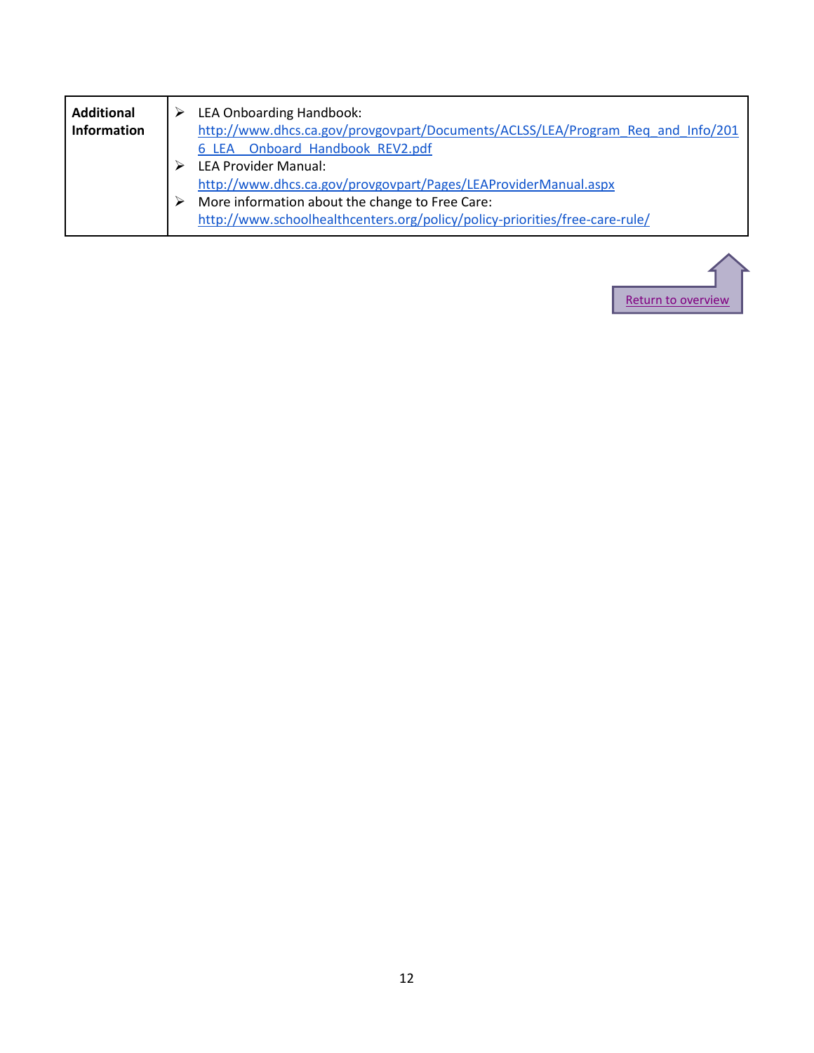| Additional Information | ➢ LEA Onboarding Handbook: http://www.dhcs.ca.gov/provgovpart/Documents/ACLSS/LEA/Program_Req_and_Info/2016_LEA__Onboard_Handbook_REV2.pdf<br>➢ LEA Provider Manual: http://www.dhcs.ca.gov/provgovpart/Pages/LEAProviderManual.aspx<br>➢ More information about the change to Free Care: http://www.schoolhealthcenters.org/policy/policy-priorities/free-care-rule/ |
|---|---|

Return to overview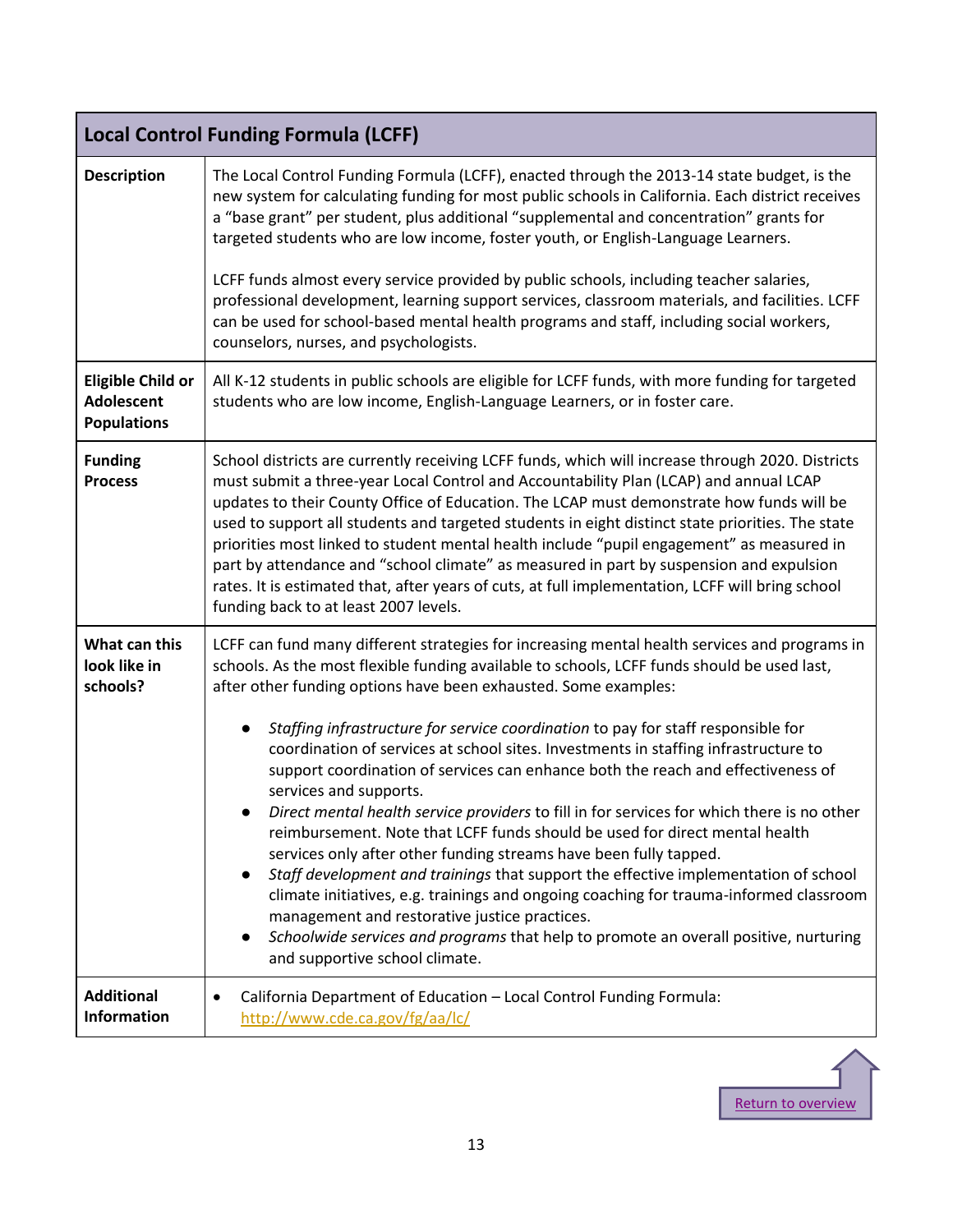| Local Control Funding Formula (LCFF) | |
|---|---|
| **Description** | The Local Control Funding Formula (LCFF), enacted through the 2013-14 state budget, is the new system for calculating funding for most public schools in California. Each district receives a "base grant" per student, plus additional "supplemental and concentration" grants for targeted students who are low income, foster youth, or English-Language Learners.<br><br>LCFF funds almost every service provided by public schools, including teacher salaries, professional development, learning support services, classroom materials, and facilities. LCFF can be used for school-based mental health programs and staff, including social workers, counselors, nurses, and psychologists. |
| **Eligible Child or Adolescent Populations** | All K-12 students in public schools are eligible for LCFF funds, with more funding for targeted students who are low income, English-Language Learners, or in foster care. |
| **Funding Process** | School districts are currently receiving LCFF funds, which will increase through 2020. Districts must submit a three-year Local Control and Accountability Plan (LCAP) and annual LCAP updates to their County Office of Education. The LCAP must demonstrate how funds will be used to support all students and targeted students in eight distinct state priorities. The state priorities most linked to student mental health include "pupil engagement" as measured in part by attendance and "school climate" as measured in part by suspension and expulsion rates. It is estimated that, after years of cuts, at full implementation, LCFF will bring school funding back to at least 2007 levels. |
| **What can this look like in schools?** | LCFF can fund many different strategies for increasing mental health services and programs in schools. As the most flexible funding available to schools, LCFF funds should be used last, after other funding options have been exhausted. Some examples:<br><br>• *Staffing infrastructure for service coordination* to pay for staff responsible for coordination of services at school sites. Investments in staffing infrastructure to support coordination of services can enhance both the reach and effectiveness of services and supports.<br>• *Direct mental health service providers* to fill in for services for which there is no other reimbursement. Note that LCFF funds should be used for direct mental health services only after other funding streams have been fully tapped.<br>• *Staff development and trainings* that support the effective implementation of school climate initiatives, e.g. trainings and ongoing coaching for trauma-informed classroom management and restorative justice practices.<br>• *Schoolwide services and programs* that help to promote an overall positive, nurturing and supportive school climate. |
| **Additional Information** | • California Department of Education – Local Control Funding Formula: http://www.cde.ca.gov/fg/aa/lc/ |

Return to overview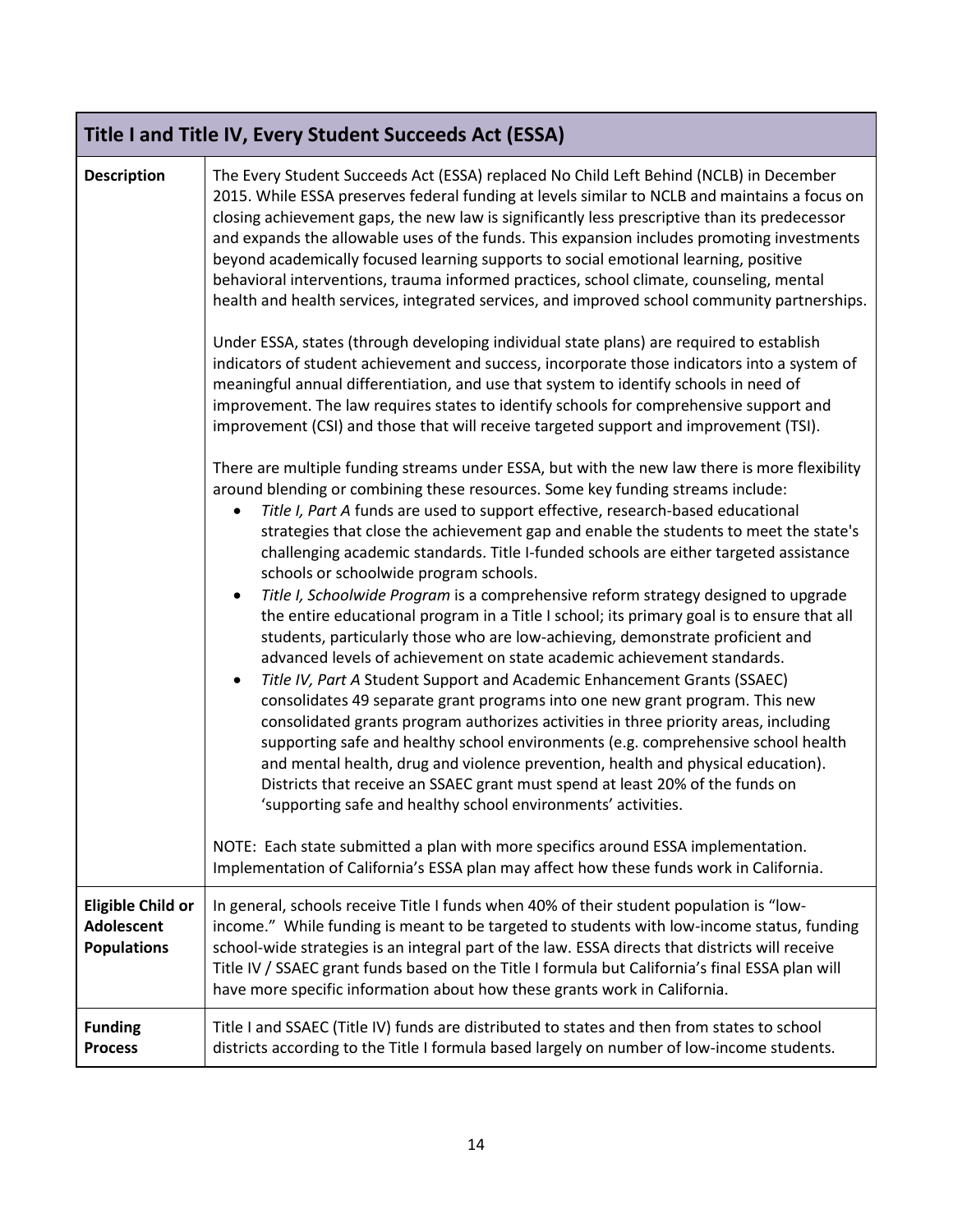| Title I and Title IV, Every Student Succeeds Act (ESSA) | |
|---|---|
| **Description** | The Every Student Succeeds Act (ESSA) replaced No Child Left Behind (NCLB) in December 2015. While ESSA preserves federal funding at levels similar to NCLB and maintains a focus on closing achievement gaps, the new law is significantly less prescriptive than its predecessor and expands the allowable uses of the funds. This expansion includes promoting investments beyond academically focused learning supports to social emotional learning, positive behavioral interventions, trauma informed practices, school climate, counseling, mental health and health services, integrated services, and improved school community partnerships.<br><br>Under ESSA, states (through developing individual state plans) are required to establish indicators of student achievement and success, incorporate those indicators into a system of meaningful annual differentiation, and use that system to identify schools in need of improvement. The law requires states to identify schools for comprehensive support and improvement (CSI) and those that will receive targeted support and improvement (TSI).<br><br>There are multiple funding streams under ESSA, but with the new law there is more flexibility around blending or combining these resources. Some key funding streams include:<br>• *Title I, Part A* funds are used to support effective, research-based educational strategies that close the achievement gap and enable the students to meet the state's challenging academic standards. Title I-funded schools are either targeted assistance schools or schoolwide program schools.<br>• *Title I, Schoolwide Program* is a comprehensive reform strategy designed to upgrade the entire educational program in a Title I school; its primary goal is to ensure that all students, particularly those who are low-achieving, demonstrate proficient and advanced levels of achievement on state academic achievement standards.<br>• *Title IV, Part A* Student Support and Academic Enhancement Grants (SSAEC) consolidates 49 separate grant programs into one new grant program. This new consolidated grants program authorizes activities in three priority areas, including supporting safe and healthy school environments (e.g. comprehensive school health and mental health, drug and violence prevention, health and physical education). Districts that receive an SSAEC grant must spend at least 20% of the funds on 'supporting safe and healthy school environments' activities.<br><br>NOTE: Each state submitted a plan with more specifics around ESSA implementation. Implementation of California's ESSA plan may affect how these funds work in California. |
| **Eligible Child or Adolescent Populations** | In general, schools receive Title I funds when 40% of their student population is "low-income." While funding is meant to be targeted to students with low-income status, funding school-wide strategies is an integral part of the law. ESSA directs that districts will receive Title IV / SSAEC grant funds based on the Title I formula but California's final ESSA plan will have more specific information about how these grants work in California. |
| **Funding Process** | Title I and SSAEC (Title IV) funds are distributed to states and then from states to school districts according to the Title I formula based largely on number of low-income students. |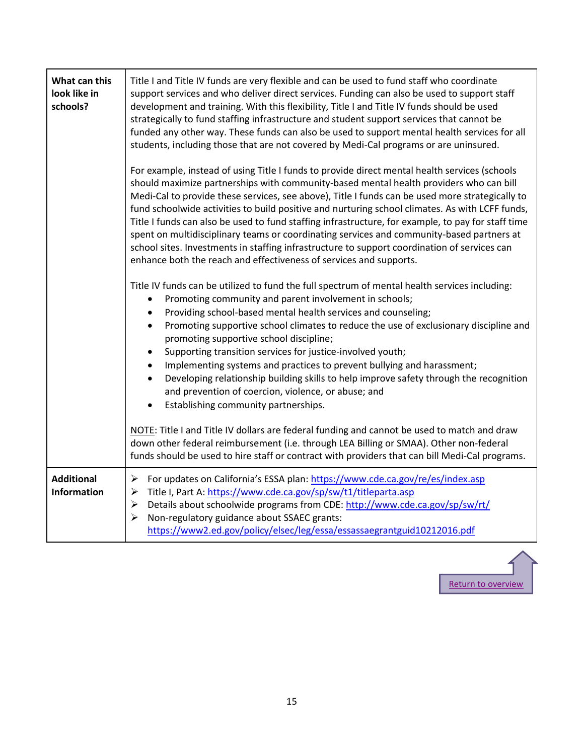| | |
|---|---|
| **What can this look like in schools?** | Title I and Title IV funds are very flexible and can be used to fund staff who coordinate support services and who deliver direct services. Funding can also be used to support staff development and training. With this flexibility, Title I and Title IV funds should be used strategically to fund staffing infrastructure and student support services that cannot be funded any other way. These funds can also be used to support mental health services for all students, including those that are not covered by Medi-Cal programs or are uninsured.<br><br>For example, instead of using Title I funds to provide direct mental health services (schools should maximize partnerships with community-based mental health providers who can bill Medi-Cal to provide these services, see above), Title I funds can be used more strategically to fund schoolwide activities to build positive and nurturing school climates. As with LCFF funds, Title I funds can also be used to fund staffing infrastructure, for example, to pay for staff time spent on multidisciplinary teams or coordinating services and community-based partners at school sites. Investments in staffing infrastructure to support coordination of services can enhance both the reach and effectiveness of services and supports.<br><br>Title IV funds can be utilized to fund the full spectrum of mental health services including:<br>• Promoting community and parent involvement in schools;<br>• Providing school-based mental health services and counseling;<br>• Promoting supportive school climates to reduce the use of exclusionary discipline and promoting supportive school discipline;<br>• Supporting transition services for justice-involved youth;<br>• Implementing systems and practices to prevent bullying and harassment;<br>• Developing relationship building skills to help improve safety through the recognition and prevention of coercion, violence, or abuse; and<br>• Establishing community partnerships.<br><br><u>NOTE</u>: Title I and Title IV dollars are federal funding and cannot be used to match and draw down other federal reimbursement (i.e. through LEA Billing or SMAA). Other non-federal funds should be used to hire staff or contract with providers that can bill Medi-Cal programs. |
| **Additional Information** | ➢ For updates on California's ESSA plan: https://www.cde.ca.gov/re/es/index.asp<br>➢ Title I, Part A: https://www.cde.ca.gov/sp/sw/t1/titleparta.asp<br>➢ Details about schoolwide programs from CDE: http://www.cde.ca.gov/sp/sw/rt/<br>➢ Non-regulatory guidance about SSAEC grants: https://www2.ed.gov/policy/elsec/leg/essa/essassaegrantguid10212016.pdf |

Return to overview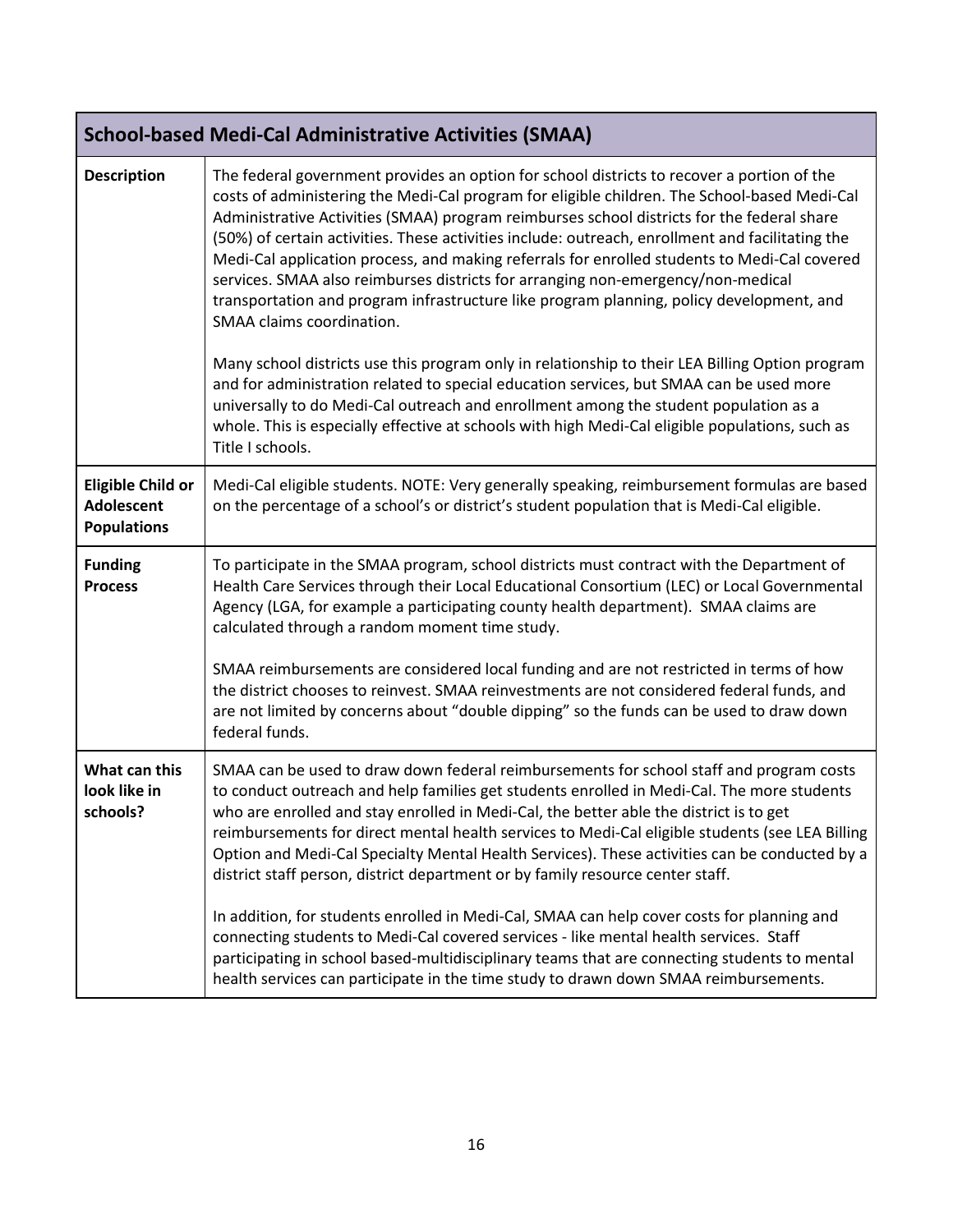| School-based Medi-Cal Administrative Activities (SMAA) | |
|---|---|
| **Description** | The federal government provides an option for school districts to recover a portion of the costs of administering the Medi-Cal program for eligible children. The School-based Medi-Cal Administrative Activities (SMAA) program reimburses school districts for the federal share (50%) of certain activities. These activities include: outreach, enrollment and facilitating the Medi-Cal application process, and making referrals for enrolled students to Medi-Cal covered services. SMAA also reimburses districts for arranging non-emergency/non-medical transportation and program infrastructure like program planning, policy development, and SMAA claims coordination.<br><br>Many school districts use this program only in relationship to their LEA Billing Option program and for administration related to special education services, but SMAA can be used more universally to do Medi-Cal outreach and enrollment among the student population as a whole. This is especially effective at schools with high Medi-Cal eligible populations, such as Title I schools. |
| **Eligible Child or Adolescent Populations** | Medi-Cal eligible students. NOTE: Very generally speaking, reimbursement formulas are based on the percentage of a school's or district's student population that is Medi-Cal eligible. |
| **Funding Process** | To participate in the SMAA program, school districts must contract with the Department of Health Care Services through their Local Educational Consortium (LEC) or Local Governmental Agency (LGA, for example a participating county health department). SMAA claims are calculated through a random moment time study.<br><br>SMAA reimbursements are considered local funding and are not restricted in terms of how the district chooses to reinvest. SMAA reinvestments are not considered federal funds, and are not limited by concerns about "double dipping" so the funds can be used to draw down federal funds. |
| **What can this look like in schools?** | SMAA can be used to draw down federal reimbursements for school staff and program costs to conduct outreach and help families get students enrolled in Medi-Cal. The more students who are enrolled and stay enrolled in Medi-Cal, the better able the district is to get reimbursements for direct mental health services to Medi-Cal eligible students (see LEA Billing Option and Medi-Cal Specialty Mental Health Services). These activities can be conducted by a district staff person, district department or by family resource center staff.<br><br>In addition, for students enrolled in Medi-Cal, SMAA can help cover costs for planning and connecting students to Medi-Cal covered services - like mental health services. Staff participating in school based-multidisciplinary teams that are connecting students to mental health services can participate in the time study to drawn down SMAA reimbursements. |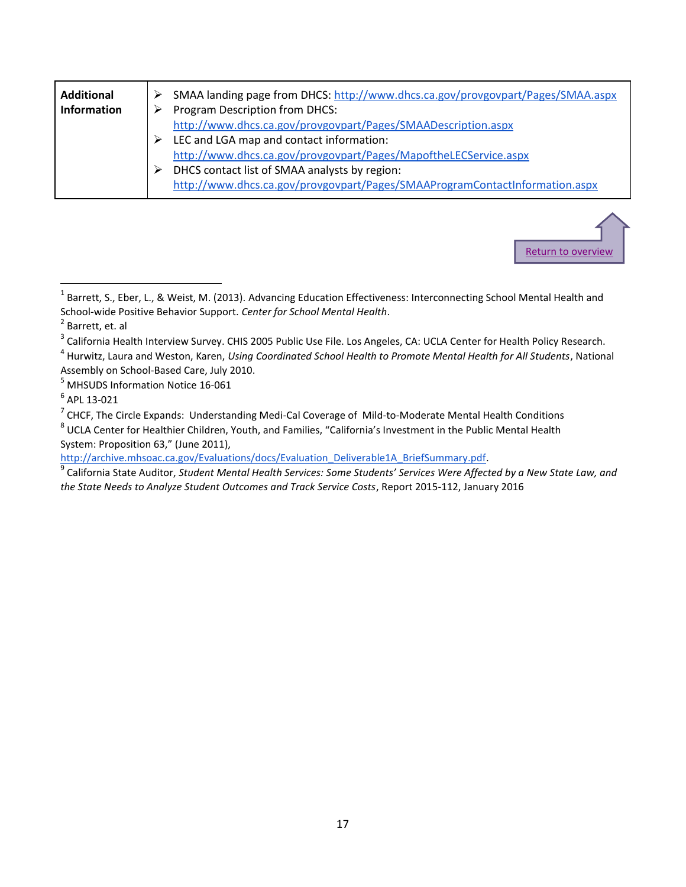| | |
|---|---|
| **Additional Information** | ➢ SMAA landing page from DHCS: http://www.dhcs.ca.gov/provgovpart/Pages/SMAA.aspx <br> ➢ Program Description from DHCS: http://www.dhcs.ca.gov/provgovpart/Pages/SMAADescription.aspx <br> ➢ LEC and LGA map and contact information: http://www.dhcs.ca.gov/provgovpart/Pages/MapoftheLECService.aspx <br> ➢ DHCS contact list of SMAA analysts by region: http://www.dhcs.ca.gov/provgovpart/Pages/SMAAProgramContactInformation.aspx |

Return to overview

---

[1] Barrett, S., Eber, L., & Weist, M. (2013). Advancing Education Effectiveness: Interconnecting School Mental Health and School-wide Positive Behavior Support. *Center for School Mental Health*.

[2] Barrett, et. al

[3] California Health Interview Survey. CHIS 2005 Public Use File. Los Angeles, CA: UCLA Center for Health Policy Research.

[4] Hurwitz, Laura and Weston, Karen, *Using Coordinated School Health to Promote Mental Health for All Students*, National Assembly on School-Based Care, July 2010.

[5] MHSUDS Information Notice 16-061

[6] APL 13-021

[7] CHCF, The Circle Expands: Understanding Medi-Cal Coverage of Mild-to-Moderate Mental Health Conditions

[8] UCLA Center for Healthier Children, Youth, and Families, "California's Investment in the Public Mental Health System: Proposition 63," (June 2011), http://archive.mhsoac.ca.gov/Evaluations/docs/Evaluation_Deliverable1A_BriefSummary.pdf.

[9] California State Auditor, *Student Mental Health Services: Some Students' Services Were Affected by a New State Law, and the State Needs to Analyze Student Outcomes and Track Service Costs*, Report 2015-112, January 2016